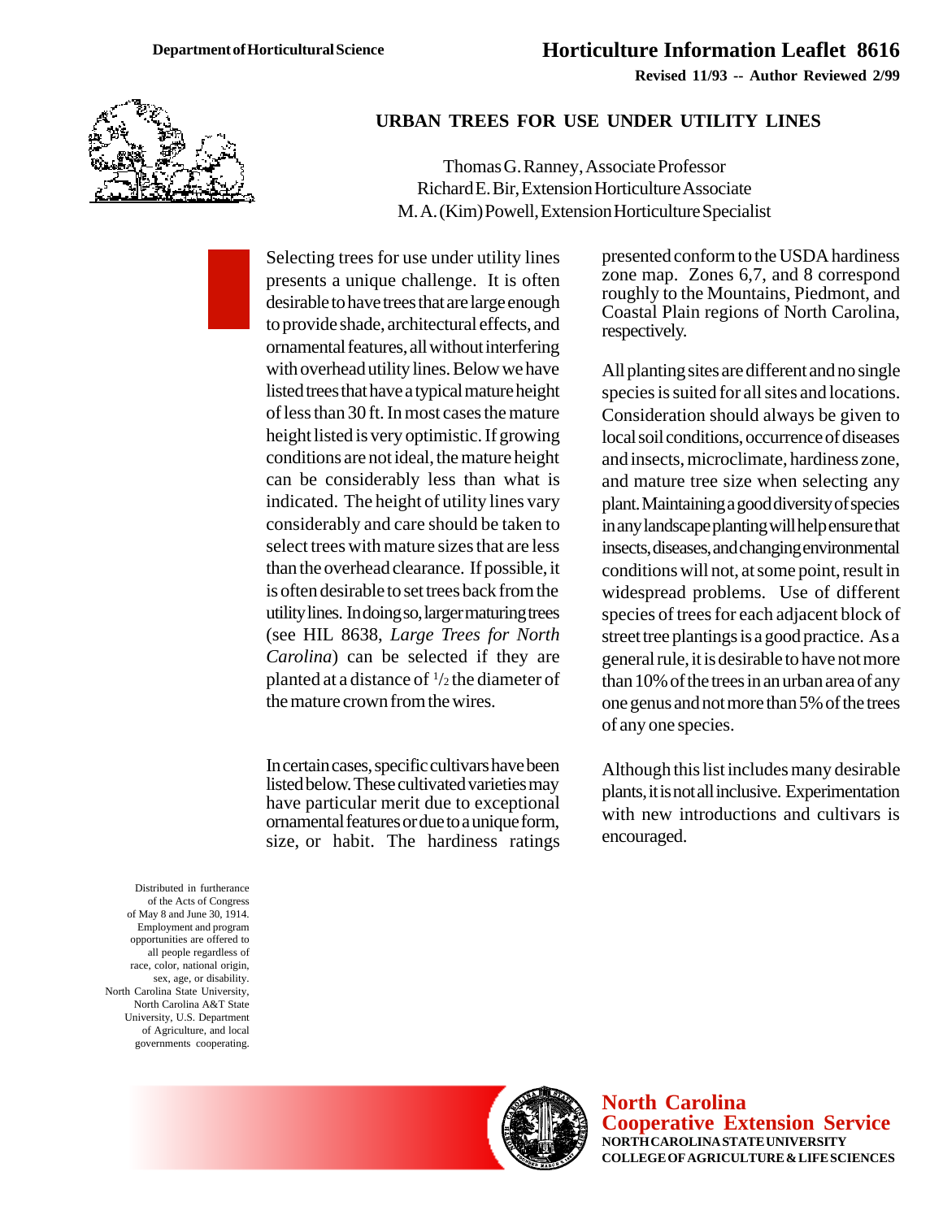Department of Horticultural Science

# Horticulture Information Leaflet 8616

Revised 11/93 -- Author Reviewed 2/99

## URBAN TREES FOR USE UNDER UTILITY LINES

Thomas G. Ranney, Associate Professor
Richard E. Bir, Extension Horticulture Associate
M. A. (Kim) Powell, Extension Horticulture Specialist

Selecting trees for use under utility lines presents a unique challenge. It is often desirable to have trees that are large enough to provide shade, architectural effects, and ornamental features, all without interfering with overhead utility lines. Below we have listed trees that have a typical mature height of less than 30 ft. In most cases the mature height listed is very optimistic. If growing conditions are not ideal, the mature height can be considerably less than what is indicated. The height of utility lines vary considerably and care should be taken to select trees with mature sizes that are less than the overhead clearance. If possible, it is often desirable to set trees back from the utility lines. In doing so, larger maturing trees (see HIL 8638, *Large Trees for North Carolina*) can be selected if they are planted at a distance of 1/2 the diameter of the mature crown from the wires.

In certain cases, specific cultivars have been listed below. These cultivated varieties may have particular merit due to exceptional ornamental features or due to a unique form, size, or habit. The hardiness ratings presented conform to the USDA hardiness zone map. Zones 6,7, and 8 correspond roughly to the Mountains, Piedmont, and Coastal Plain regions of North Carolina, respectively.

All planting sites are different and no single species is suited for all sites and locations. Consideration should always be given to local soil conditions, occurrence of diseases and insects, microclimate, hardiness zone, and mature tree size when selecting any plant. Maintaining a good diversity of species in any landscape planting will help ensure that insects, diseases, and changing environmental conditions will not, at some point, result in widespread problems. Use of different species of trees for each adjacent block of street tree plantings is a good practice. As a general rule, it is desirable to have not more than 10% of the trees in an urban area of any one genus and not more than 5% of the trees of any one species.

Although this list includes many desirable plants, it is not all inclusive. Experimentation with new introductions and cultivars is encouraged.

Distributed in furtherance of the Acts of Congress of May 8 and June 30, 1914. Employment and program opportunities are offered to all people regardless of race, color, national origin, sex, age, or disability. North Carolina State University, North Carolina A&T State University, U.S. Department of Agriculture, and local governments cooperating.

**North Carolina Cooperative Extension Service**
NORTH CAROLINA STATE UNIVERSITY
COLLEGE OF AGRICULTURE & LIFE SCIENCES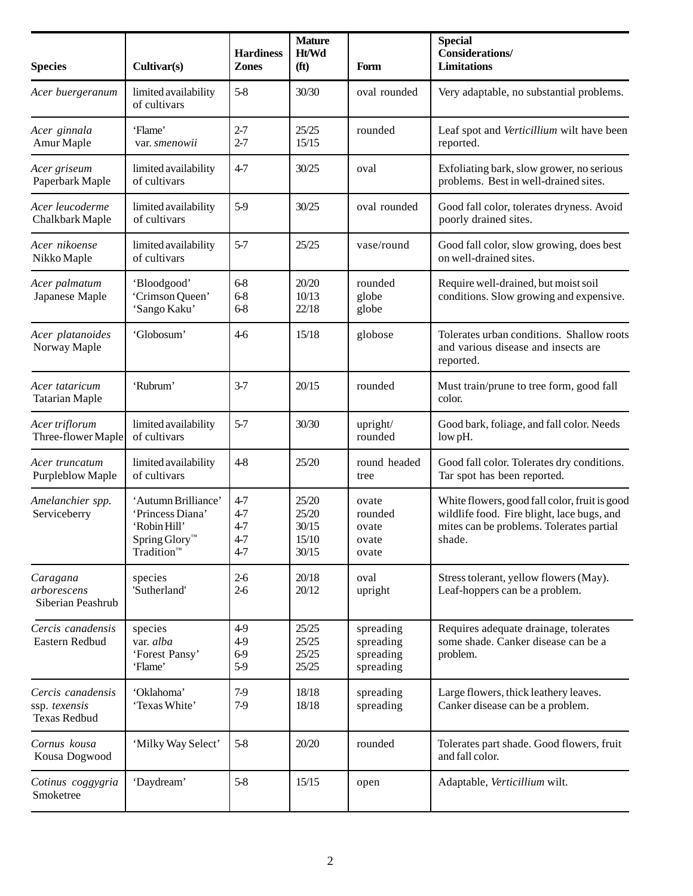| Species | Cultivar(s) | Hardiness Zones | Mature Ht/Wd (ft) | Form | Special Considerations/ Limitations |
|---|---|---|---|---|---|
| *Acer buergeranum* | limited availability of cultivars | 5-8 | 30/30 | oval rounded | Very adaptable, no substantial problems. |
| *Acer ginnala* Amur Maple | 'Flame'<br>var. *smenowii* | 2-7<br>2-7 | 25/25<br>15/15 | rounded | Leaf spot and *Verticillium* wilt have been reported. |
| *Acer griseum* Paperbark Maple | limited availability of cultivars | 4-7 | 30/25 | oval | Exfoliating bark, slow grower, no serious problems. Best in well-drained sites. |
| *Acer leucoderme* Chalkbark Maple | limited availability of cultivars | 5-9 | 30/25 | oval rounded | Good fall color, tolerates dryness. Avoid poorly drained sites. |
| *Acer nikoense* Nikko Maple | limited availability of cultivars | 5-7 | 25/25 | vase/round | Good fall color, slow growing, does best on well-drained sites. |
| *Acer palmatum* Japanese Maple | 'Bloodgood'<br>'Crimson Queen'<br>'Sango Kaku' | 6-8<br>6-8<br>6-8 | 20/20<br>10/13<br>22/18 | rounded<br>globe<br>globe | Require well-drained, but moist soil conditions. Slow growing and expensive. |
| *Acer platanoides* Norway Maple | 'Globosum' | 4-6 | 15/18 | globose | Tolerates urban conditions. Shallow roots and various disease and insects are reported. |
| *Acer tataricum* Tatarian Maple | 'Rubrum' | 3-7 | 20/15 | rounded | Must train/prune to tree form, good fall color. |
| *Acer triflorum* Three-flower Maple | limited availability of cultivars | 5-7 | 30/30 | upright/ rounded | Good bark, foliage, and fall color. Needs low pH. |
| *Acer truncatum* Purpleblow Maple | limited availability of cultivars | 4-8 | 25/20 | round headed tree | Good fall color. Tolerates dry conditions. Tar spot has been reported. |
| *Amelanchier spp.* Serviceberry | 'Autumn Brilliance'<br>'Princess Diana'<br>'Robin Hill'<br>Spring Glory™<br>Tradition™ | 4-7<br>4-7<br>4-7<br>4-7<br>4-7 | 25/20<br>25/20<br>30/15<br>15/10<br>30/15 | ovate<br>rounded<br>ovate<br>ovate<br>ovate | White flowers, good fall color, fruit is good wildlife food. Fire blight, lace bugs, and mites can be problems. Tolerates partial shade. |
| *Caragana arborescens* Siberian Peashrub | species<br>'Sutherland' | 2-6<br>2-6 | 20/18<br>20/12 | oval<br>upright | Stress tolerant, yellow flowers (May). Leaf-hoppers can be a problem. |
| *Cercis canadensis* Eastern Redbud | species<br>var. *alba*<br>'Forest Pansy'<br>'Flame' | 4-9<br>4-9<br>6-9<br>5-9 | 25/25<br>25/25<br>25/25<br>25/25 | spreading<br>spreading<br>spreading<br>spreading | Requires adequate drainage, tolerates some shade. Canker disease can be a problem. |
| *Cercis canadensis* ssp. *texensis* Texas Redbud | 'Oklahoma'<br>'Texas White' | 7-9<br>7-9 | 18/18<br>18/18 | spreading<br>spreading | Large flowers, thick leathery leaves. Canker disease can be a problem. |
| *Cornus kousa* Kousa Dogwood | 'Milky Way Select' | 5-8 | 20/20 | rounded | Tolerates part shade. Good flowers, fruit and fall color. |
| *Cotinus coggygria* Smoketree | 'Daydream' | 5-8 | 15/15 | open | Adaptable, *Verticillium* wilt. |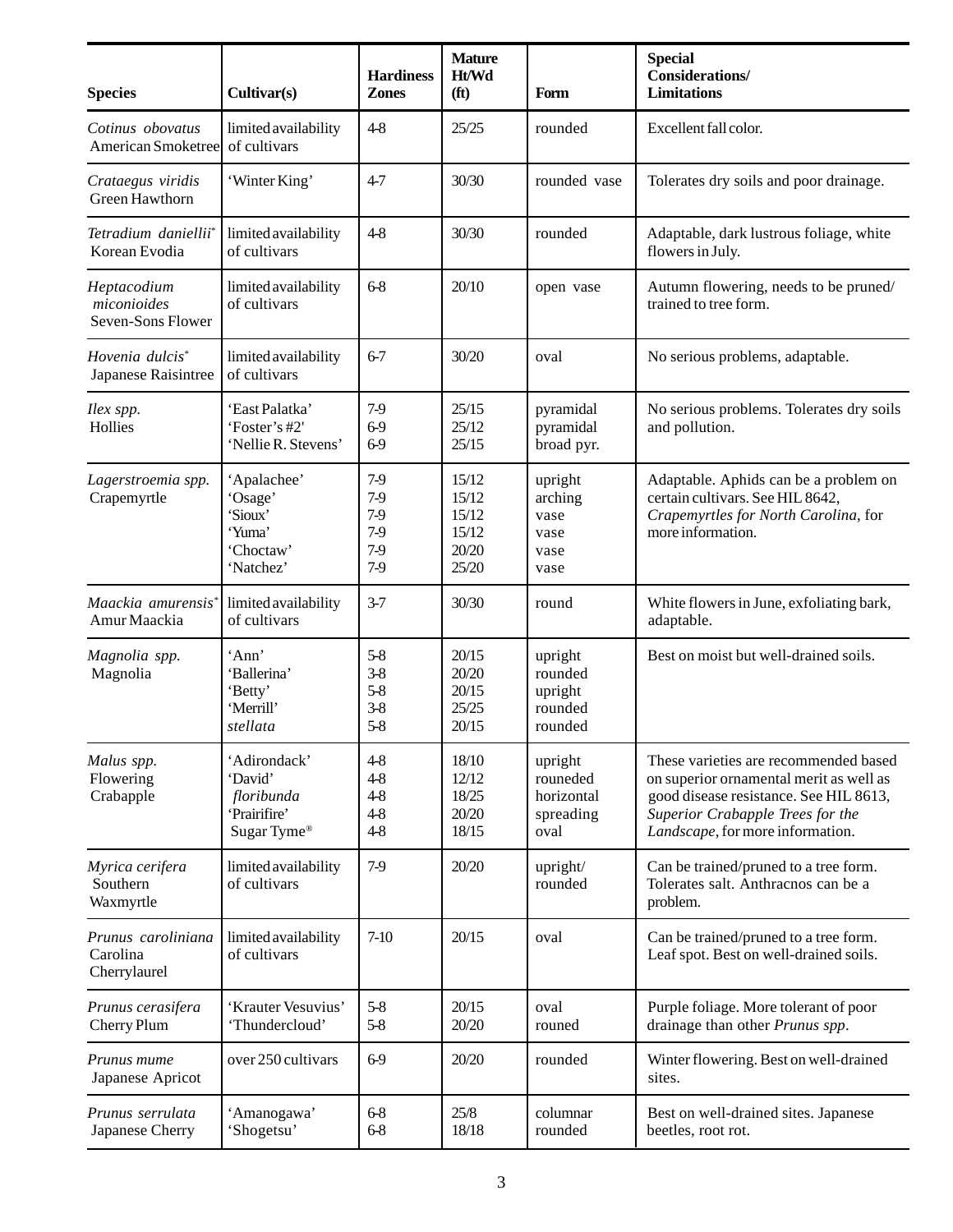| Species | Cultivar(s) | Hardiness Zones | Mature Ht/Wd (ft) | Form | Special Considerations/ Limitations |
|---|---|---|---|---|---|
| *Cotinus obovatus* American Smoketree | limited availability of cultivars | 4-8 | 25/25 | rounded | Excellent fall color. |
| *Crataegus viridis* Green Hawthorn | 'Winter King' | 4-7 | 30/30 | rounded vase | Tolerates dry soils and poor drainage. |
| *Tetradium daniellii** Korean Evodia | limited availability of cultivars | 4-8 | 30/30 | rounded | Adaptable, dark lustrous foliage, white flowers in July. |
| *Heptacodium miconioides* Seven-Sons Flower | limited availability of cultivars | 6-8 | 20/10 | open vase | Autumn flowering, needs to be pruned/ trained to tree form. |
| *Hovenia dulcis** Japanese Raisintree | limited availability of cultivars | 6-7 | 30/20 | oval | No serious problems, adaptable. |
| *Ilex spp.* Hollies | 'East Palatka'<br>'Foster's #2'<br>'Nellie R. Stevens' | 7-9<br>6-9<br>6-9 | 25/15<br>25/12<br>25/15 | pyramidal<br>pyramidal<br>broad pyr. | No serious problems. Tolerates dry soils and pollution. |
| *Lagerstroemia spp.* Crapemyrtle | 'Apalachee'<br>'Osage'<br>'Sioux'<br>'Yuma'<br>'Choctaw'<br>'Natchez' | 7-9<br>7-9<br>7-9<br>7-9<br>7-9<br>7-9 | 15/12<br>15/12<br>15/12<br>15/12<br>20/20<br>25/20 | upright<br>arching<br>vase<br>vase<br>vase<br>vase | Adaptable. Aphids can be a problem on certain cultivars. See HIL 8642, *Crapemyrtles for North Carolina*, for more information. |
| *Maackia amurensis** Amur Maackia | limited availability of cultivars | 3-7 | 30/30 | round | White flowers in June, exfoliating bark, adaptable. |
| *Magnolia spp.* Magnolia | 'Ann'<br>'Ballerina'<br>'Betty'<br>'Merrill'<br>*stellata* | 5-8<br>3-8<br>5-8<br>3-8<br>5-8 | 20/15<br>20/20<br>20/15<br>25/25<br>20/15 | upright<br>rounded<br>upright<br>rounded<br>rounded | Best on moist but well-drained soils. |
| *Malus spp.* Flowering Crabapple | 'Adirondack'<br>'David'<br>*floribunda*<br>'Prairifire'<br>Sugar Tyme® | 4-8<br>4-8<br>4-8<br>4-8<br>4-8 | 18/10<br>12/12<br>18/25<br>20/20<br>18/15 | upright<br>rouneded<br>horizontal<br>spreading<br>oval | These varieties are recommended based on superior ornamental merit as well as good disease resistance. See HIL 8613, *Superior Crabapple Trees for the Landscape*, for more information. |
| *Myrica cerifera* Southern Waxmyrtle | limited availability of cultivars | 7-9 | 20/20 | upright/ rounded | Can be trained/pruned to a tree form. Tolerates salt. Anthracnos can be a problem. |
| *Prunus caroliniana* Carolina Cherrylaurel | limited availability of cultivars | 7-10 | 20/15 | oval | Can be trained/pruned to a tree form. Leaf spot. Best on well-drained soils. |
| *Prunus cerasifera* Cherry Plum | 'Krauter Vesuvius'<br>'Thundercloud' | 5-8<br>5-8 | 20/15<br>20/20 | oval<br>rouned | Purple foliage. More tolerant of poor drainage than other *Prunus spp*. |
| *Prunus mume* Japanese Apricot | over 250 cultivars | 6-9 | 20/20 | rounded | Winter flowering. Best on well-drained sites. |
| *Prunus serrulata* Japanese Cherry | 'Amanogawa'<br>'Shogetsu' | 6-8<br>6-8 | 25/8<br>18/18 | columnar<br>rounded | Best on well-drained sites. Japanese beetles, root rot. |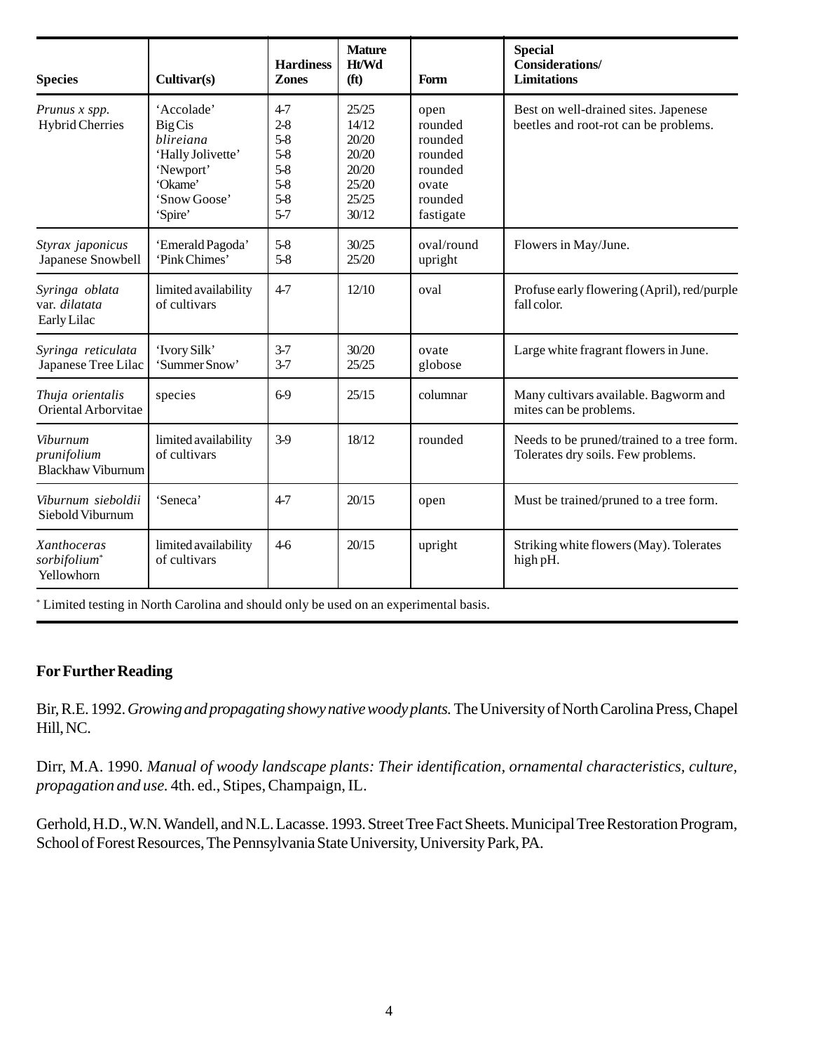| Species | Cultivar(s) | Hardiness Zones | Mature Ht/Wd (ft) | Form | Special Considerations/ Limitations |
|---|---|---|---|---|---|
| *Prunus x spp.* Hybrid Cherries | 'Accolade'<br>Big Cis<br>*blireiana*<br>'Hally Jolivette'<br>'Newport'<br>'Okame'<br>'Snow Goose'<br>'Spire' | 4-7<br>2-8<br>5-8<br>5-8<br>5-8<br>5-8<br>5-8<br>5-7 | 25/25<br>14/12<br>20/20<br>20/20<br>20/20<br>25/20<br>25/25<br>30/12 | open<br>rounded<br>rounded<br>rounded<br>rounded<br>ovate<br>rounded<br>fastigate | Best on well-drained sites. Japenese beetles and root-rot can be problems. |
| *Styrax japonicus* Japanese Snowbell | 'Emerald Pagoda'<br>'Pink Chimes' | 5-8<br>5-8 | 30/25<br>25/20 | oval/round<br>upright | Flowers in May/June. |
| *Syringa oblata* var. *dilatata* Early Lilac | limited availability of cultivars | 4-7 | 12/10 | oval | Profuse early flowering (April), red/purple fall color. |
| *Syringa reticulata* Japanese Tree Lilac | 'Ivory Silk'<br>'Summer Snow' | 3-7<br>3-7 | 30/20<br>25/25 | ovate<br>globose | Large white fragrant flowers in June. |
| *Thuja orientalis* Oriental Arborvitae | species | 6-9 | 25/15 | columnar | Many cultivars available. Bagworm and mites can be problems. |
| *Viburnum prunifolium* Blackhaw Viburnum | limited availability of cultivars | 3-9 | 18/12 | rounded | Needs to be pruned/trained to a tree form. Tolerates dry soils. Few problems. |
| *Viburnum sieboldii* Siebold Viburnum | 'Seneca' | 4-7 | 20/15 | open | Must be trained/pruned to a tree form. |
| *Xanthoceras sorbifolium*\* Yellowhorn | limited availability of cultivars | 4-6 | 20/15 | upright | Striking white flowers (May). Tolerates high pH. |

\* Limited testing in North Carolina and should only be used on an experimental basis.

## For Further Reading

Bir, R.E. 1992. *Growing and propagating showy native woody plants.* The University of North Carolina Press, Chapel Hill, NC.

Dirr, M.A. 1990. *Manual of woody landscape plants: Their identification, ornamental characteristics, culture, propagation and use.* 4th. ed., Stipes, Champaign, IL.

Gerhold, H.D., W.N. Wandell, and N.L. Lacasse. 1993. Street Tree Fact Sheets. Municipal Tree Restoration Program, School of Forest Resources, The Pennsylvania State University, University Park, PA.